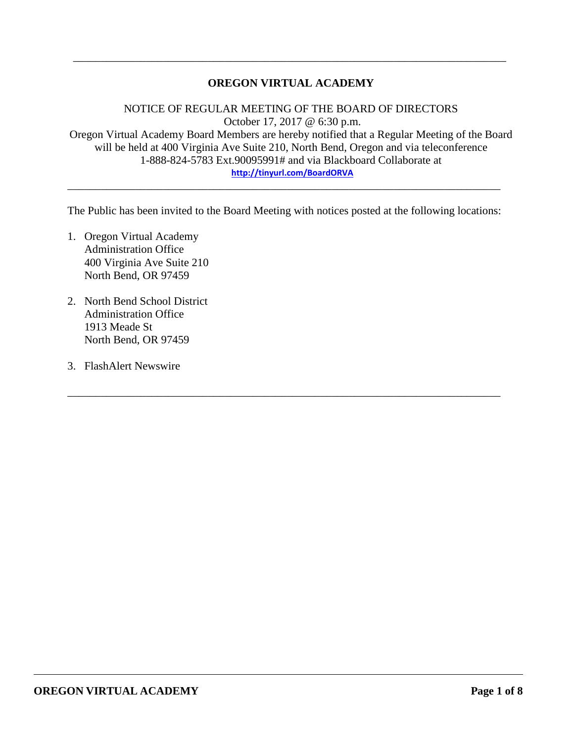# OREGON VIRTUAL ACADEMY

NOTICE OF REGULAR MEETING OF THE BOARD OF DIRECTORS
October 17, 2017 @ 6:30 p.m.
Oregon Virtual Academy Board Members are hereby notified that a Regular Meeting of the Board will be held at 400 Virginia Ave Suite 210, North Bend, Oregon and via teleconference 1-888-824-5783 Ext.90095991# and via Blackboard Collaborate at
http://tinyurl.com/BoardORVA

---

The Public has been invited to the Board Meeting with notices posted at the following locations:

1. Oregon Virtual Academy
   Administration Office
   400 Virginia Ave Suite 210
   North Bend, OR 97459

2. North Bend School District
   Administration Office
   1913 Meade St
   North Bend, OR 97459

3. FlashAlert Newswire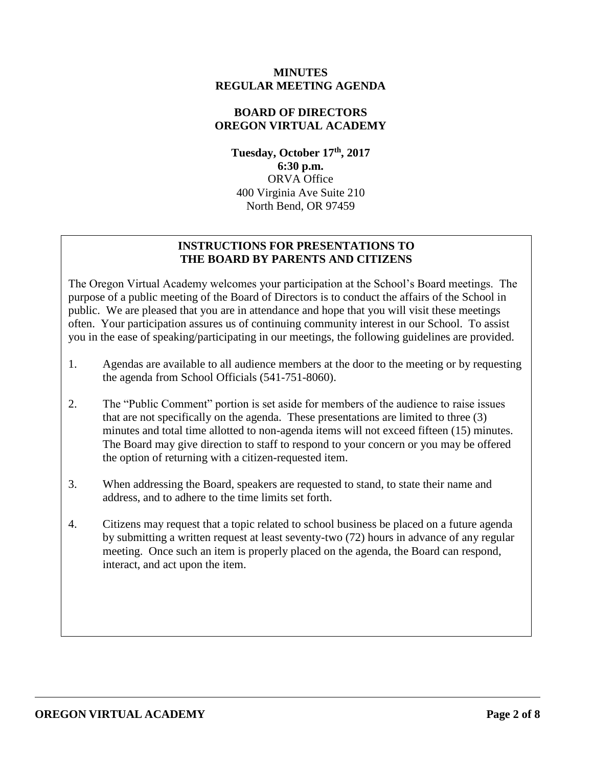**MINUTES**
**REGULAR MEETING AGENDA**

**BOARD OF DIRECTORS**
**OREGON VIRTUAL ACADEMY**

**Tuesday, October 17th, 2017**
**6:30 p.m.**
ORVA Office
400 Virginia Ave Suite 210
North Bend, OR 97459

## INSTRUCTIONS FOR PRESENTATIONS TO THE BOARD BY PARENTS AND CITIZENS

The Oregon Virtual Academy welcomes your participation at the School's Board meetings. The purpose of a public meeting of the Board of Directors is to conduct the affairs of the School in public. We are pleased that you are in attendance and hope that you will visit these meetings often. Your participation assures us of continuing community interest in our School. To assist you in the ease of speaking/participating in our meetings, the following guidelines are provided.

1. Agendas are available to all audience members at the door to the meeting or by requesting the agenda from School Officials (541-751-8060).
2. The "Public Comment" portion is set aside for members of the audience to raise issues that are not specifically on the agenda. These presentations are limited to three (3) minutes and total time allotted to non-agenda items will not exceed fifteen (15) minutes. The Board may give direction to staff to respond to your concern or you may be offered the option of returning with a citizen-requested item.
3. When addressing the Board, speakers are requested to stand, to state their name and address, and to adhere to the time limits set forth.
4. Citizens may request that a topic related to school business be placed on a future agenda by submitting a written request at least seventy-two (72) hours in advance of any regular meeting. Once such an item is properly placed on the agenda, the Board can respond, interact, and act upon the item.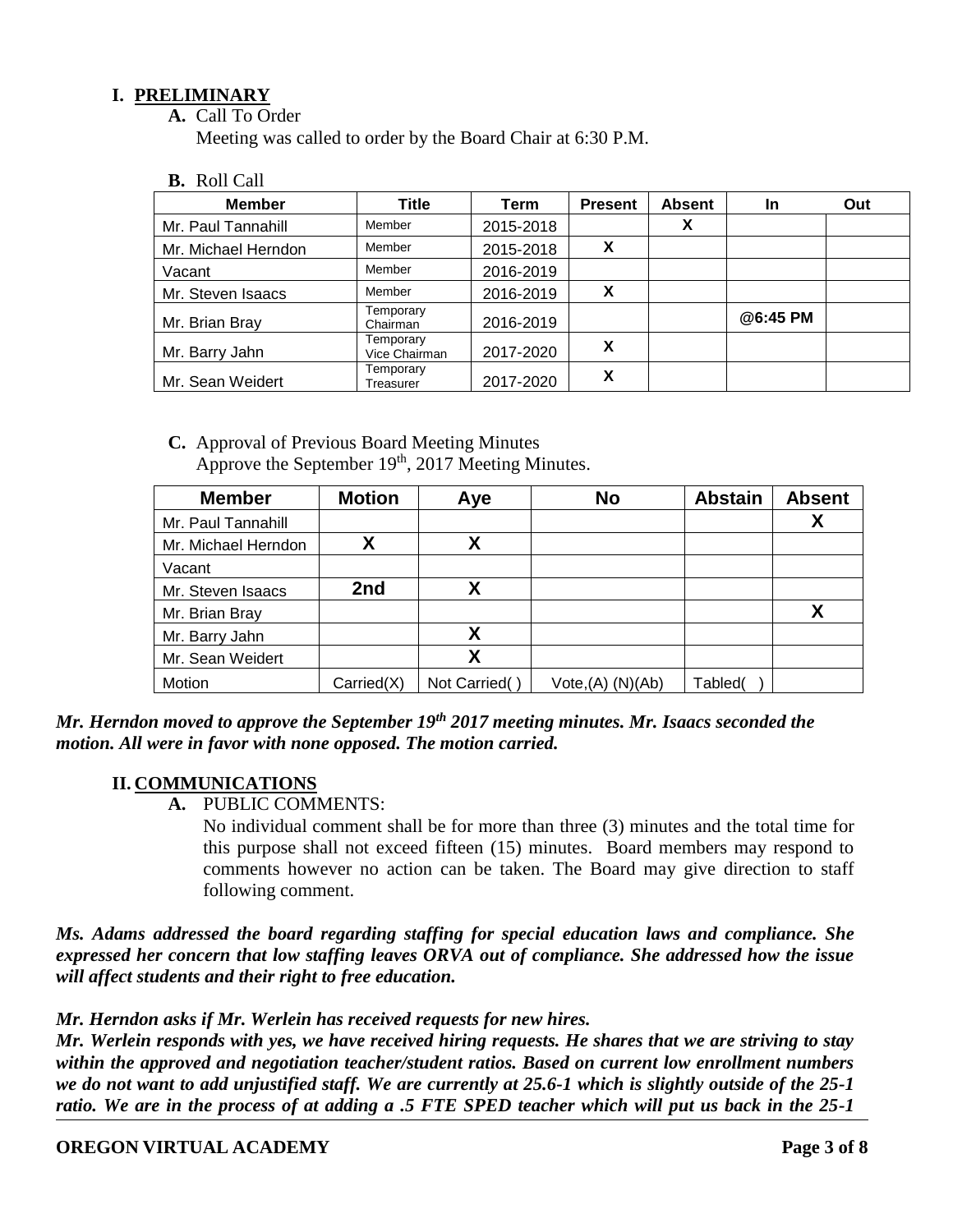# I. PRELIMINARY

**A.** Call To Order

Meeting was called to order by the Board Chair at 6:30 P.M.

**B.** Roll Call

| Member | Title | Term | Present | Absent | In | Out |
|---|---|---|---|---|---|---|
| Mr. Paul Tannahill | Member | 2015-2018 | | X | | |
| Mr. Michael Herndon | Member | 2015-2018 | X | | | |
| Vacant | Member | 2016-2019 | | | | |
| Mr. Steven Isaacs | Member | 2016-2019 | X | | | |
| Mr. Brian Bray | Temporary Chairman | 2016-2019 | | | @6:45 PM | |
| Mr. Barry Jahn | Temporary Vice Chairman | 2017-2020 | X | | | |
| Mr. Sean Weidert | Temporary Treasurer | 2017-2020 | X | | | |

**C.** Approval of Previous Board Meeting Minutes

Approve the September 19th, 2017 Meeting Minutes.

| Member | Motion | Aye | No | Abstain | Absent |
|---|---|---|---|---|---|
| Mr. Paul Tannahill | | | | | X |
| Mr. Michael Herndon | X | X | | | |
| Vacant | | | | | |
| Mr. Steven Isaacs | 2nd | X | | | |
| Mr. Brian Bray | | | | | X |
| Mr. Barry Jahn | | X | | | |
| Mr. Sean Weidert | | X | | | |
| Motion | Carried(X) | Not Carried( ) | Vote,(A) (N)(Ab) | Tabled( ) | |

***Mr. Herndon moved to approve the September 19th 2017 meeting minutes. Mr. Isaacs seconded the motion. All were in favor with none opposed. The motion carried.***

# II. COMMUNICATIONS

**A.** PUBLIC COMMENTS:

No individual comment shall be for more than three (3) minutes and the total time for this purpose shall not exceed fifteen (15) minutes. Board members may respond to comments however no action can be taken. The Board may give direction to staff following comment.

***Ms. Adams addressed the board regarding staffing for special education laws and compliance. She expressed her concern that low staffing leaves ORVA out of compliance. She addressed how the issue will affect students and their right to free education.***

***Mr. Herndon asks if Mr. Werlein has received requests for new hires.***

***Mr. Werlein responds with yes, we have received hiring requests. He shares that we are striving to stay within the approved and negotiation teacher/student ratios. Based on current low enrollment numbers we do not want to add unjustified staff. We are currently at 25.6-1 which is slightly outside of the 25-1 ratio. We are in the process of at adding a .5 FTE SPED teacher which will put us back in the 25-1***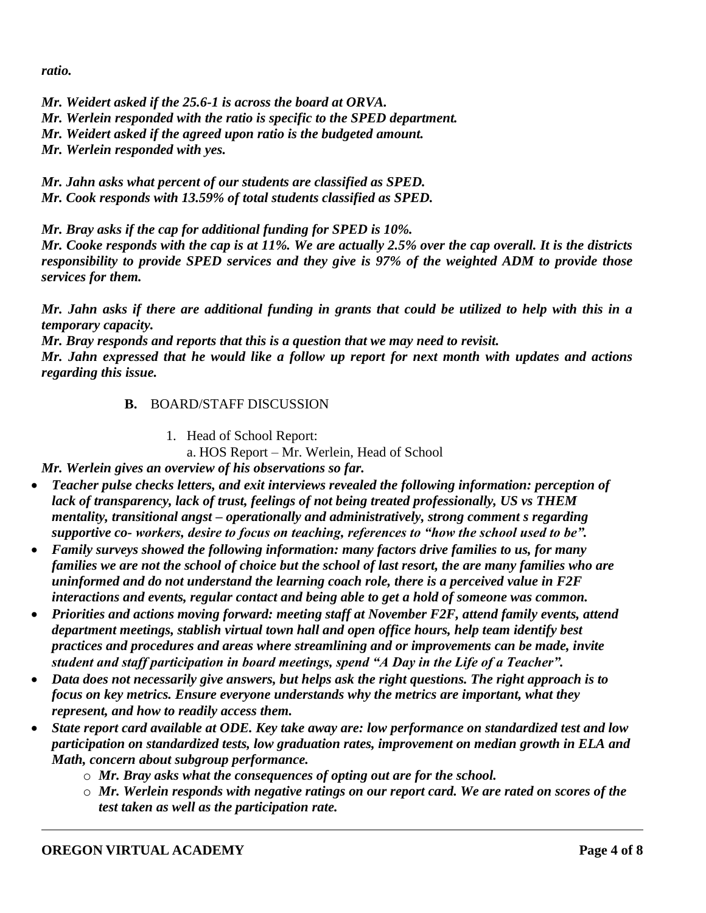***ratio.***

***Mr. Weidert asked if the 25.6-1 is across the board at ORVA.***
***Mr. Werlein responded with the ratio is specific to the SPED department.***
***Mr. Weidert asked if the agreed upon ratio is the budgeted amount.***
***Mr. Werlein responded with yes.***

***Mr. Jahn asks what percent of our students are classified as SPED.***
***Mr. Cook responds with 13.59% of total students classified as SPED.***

***Mr. Bray asks if the cap for additional funding for SPED is 10%.***
***Mr. Cooke responds with the cap is at 11%. We are actually 2.5% over the cap overall. It is the districts responsibility to provide SPED services and they give is 97% of the weighted ADM to provide those services for them.***

***Mr. Jahn asks if there are additional funding in grants that could be utilized to help with this in a temporary capacity.***
***Mr. Bray responds and reports that this is a question that we may need to revisit.***
***Mr. Jahn expressed that he would like a follow up report for next month with updates and actions regarding this issue.***

**B.** BOARD/STAFF DISCUSSION

1. Head of School Report:
   a. HOS Report – Mr. Werlein, Head of School

***Mr. Werlein gives an overview of his observations so far.***

- ***Teacher pulse checks letters, and exit interviews revealed the following information: perception of lack of transparency, lack of trust, feelings of not being treated professionally, US vs THEM mentality, transitional angst – operationally and administratively, strong comment s regarding supportive co- workers, desire to focus on teaching, references to "how the school used to be".***
- ***Family surveys showed the following information: many factors drive families to us, for many families we are not the school of choice but the school of last resort, the are many families who are uninformed and do not understand the learning coach role, there is a perceived value in F2F interactions and events, regular contact and being able to get a hold of someone was common.***
- ***Priorities and actions moving forward: meeting staff at November F2F, attend family events, attend department meetings, stablish virtual town hall and open office hours, help team identify best practices and procedures and areas where streamlining and or improvements can be made, invite student and staff participation in board meetings, spend "A Day in the Life of a Teacher".***
- ***Data does not necessarily give answers, but helps ask the right questions. The right approach is to focus on key metrics. Ensure everyone understands why the metrics are important, what they represent, and how to readily access them.***
- ***State report card available at ODE. Key take away are: low performance on standardized test and low participation on standardized tests, low graduation rates, improvement on median growth in ELA and Math, concern about subgroup performance.***
  - ***Mr. Bray asks what the consequences of opting out are for the school.***
  - ***Mr. Werlein responds with negative ratings on our report card. We are rated on scores of the test taken as well as the participation rate.***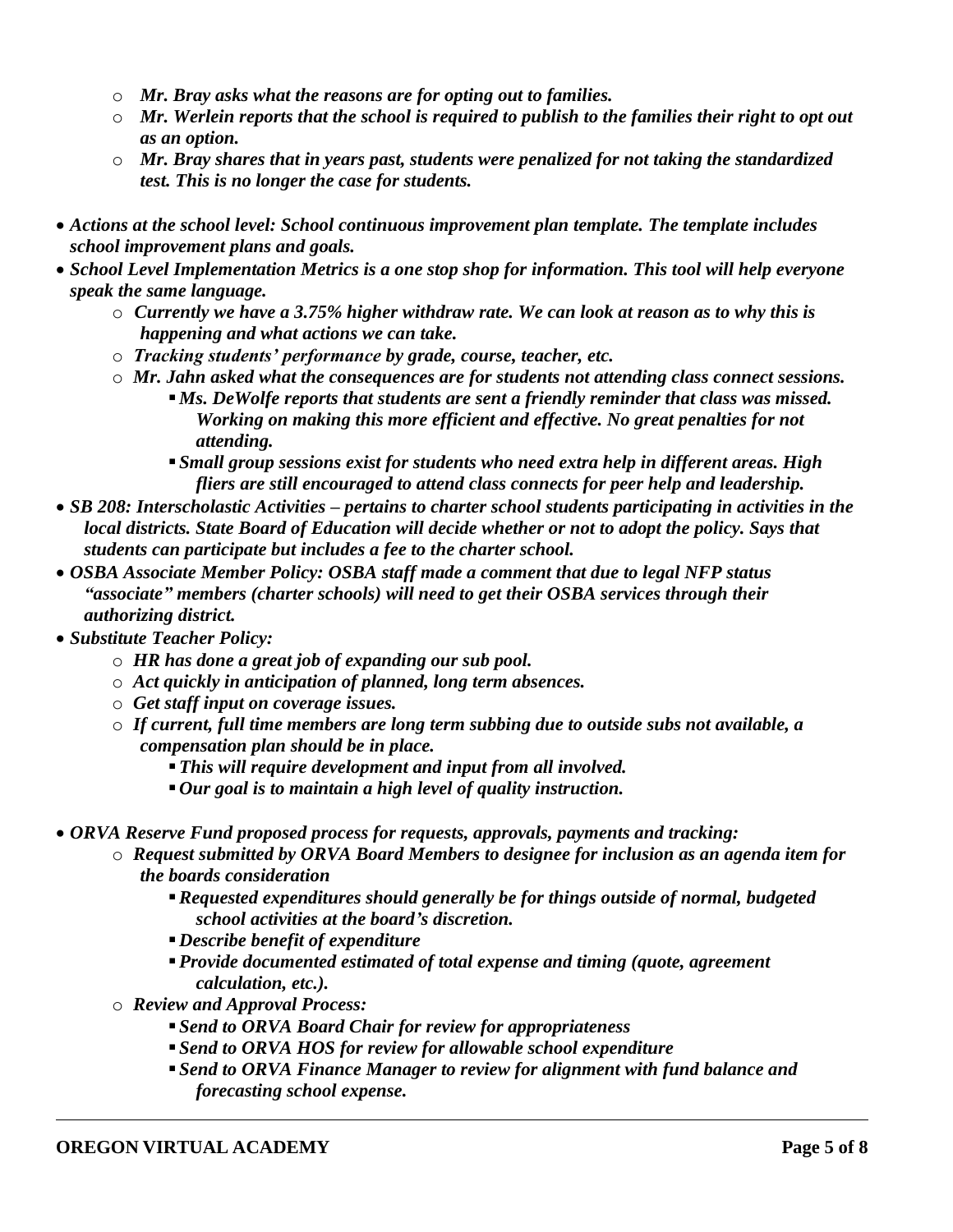- ***Mr. Bray asks what the reasons are for opting out to families.***
   - ***Mr. Werlein reports that the school is required to publish to the families their right to opt out as an option.***
   - ***Mr. Bray shares that in years past, students were penalized for not taking the standardized test. This is no longer the case for students.***
- ***Actions at the school level: School continuous improvement plan template. The template includes school improvement plans and goals.***
- ***School Level Implementation Metrics is a one stop shop for information. This tool will help everyone speak the same language.***
   - ***Currently we have a 3.75% higher withdraw rate. We can look at reason as to why this is happening and what actions we can take.***
   - ***Tracking students' performance by grade, course, teacher, etc.***
   - ***Mr. Jahn asked what the consequences are for students not attending class connect sessions.***
      - ***Ms. DeWolfe reports that students are sent a friendly reminder that class was missed. Working on making this more efficient and effective. No great penalties for not attending.***
      - ***Small group sessions exist for students who need extra help in different areas. High fliers are still encouraged to attend class connects for peer help and leadership.***
- ***SB 208: Interscholastic Activities – pertains to charter school students participating in activities in the local districts. State Board of Education will decide whether or not to adopt the policy. Says that students can participate but includes a fee to the charter school.***
- ***OSBA Associate Member Policy: OSBA staff made a comment that due to legal NFP status "associate" members (charter schools) will need to get their OSBA services through their authorizing district.***
- ***Substitute Teacher Policy:***
   - ***HR has done a great job of expanding our sub pool.***
   - ***Act quickly in anticipation of planned, long term absences.***
   - ***Get staff input on coverage issues.***
   - ***If current, full time members are long term subbing due to outside subs not available, a compensation plan should be in place.***
      - ***This will require development and input from all involved.***
      - ***Our goal is to maintain a high level of quality instruction.***
- ***ORVA Reserve Fund proposed process for requests, approvals, payments and tracking:***
   - ***Request submitted by ORVA Board Members to designee for inclusion as an agenda item for the boards consideration***
      - ***Requested expenditures should generally be for things outside of normal, budgeted school activities at the board's discretion.***
      - ***Describe benefit of expenditure***
      - ***Provide documented estimated of total expense and timing (quote, agreement calculation, etc.).***
   - ***Review and Approval Process:***
      - ***Send to ORVA Board Chair for review for appropriateness***
      - ***Send to ORVA HOS for review for allowable school expenditure***
      - ***Send to ORVA Finance Manager to review for alignment with fund balance and forecasting school expense.***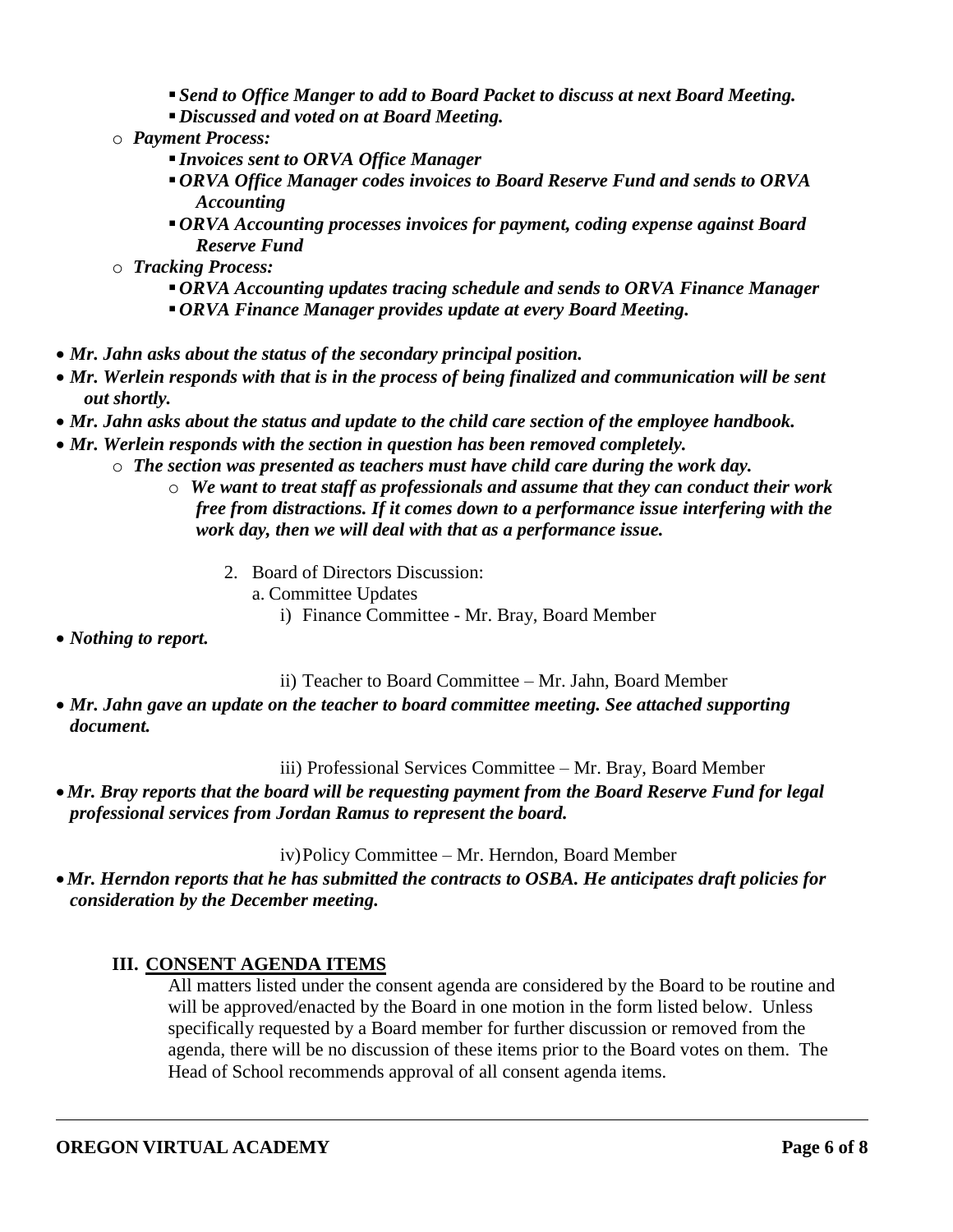- ***Send to Office Manger to add to Board Packet to discuss at next Board Meeting.***
    - ***Discussed and voted on at Board Meeting.***
  - ***Payment Process:***
    - ***Invoices sent to ORVA Office Manager***
    - ***ORVA Office Manager codes invoices to Board Reserve Fund and sends to ORVA Accounting***
    - ***ORVA Accounting processes invoices for payment, coding expense against Board Reserve Fund***
  - ***Tracking Process:***
    - ***ORVA Accounting updates tracing schedule and sends to ORVA Finance Manager***
    - ***ORVA Finance Manager provides update at every Board Meeting.***

- ***Mr. Jahn asks about the status of the secondary principal position.***
- ***Mr. Werlein responds with that is in the process of being finalized and communication will be sent out shortly.***
- ***Mr. Jahn asks about the status and update to the child care section of the employee handbook.***
- ***Mr. Werlein responds with the section in question has been removed completely.***
  - ***The section was presented as teachers must have child care during the work day.***
    - ***We want to treat staff as professionals and assume that they can conduct their work free from distractions. If it comes down to a performance issue interfering with the work day, then we will deal with that as a performance issue.***

2. Board of Directors Discussion:
   a. Committee Updates
      i) Finance Committee - Mr. Bray, Board Member

- ***Nothing to report.***

      ii) Teacher to Board Committee – Mr. Jahn, Board Member

- ***Mr. Jahn gave an update on the teacher to board committee meeting. See attached supporting document.***

      iii) Professional Services Committee – Mr. Bray, Board Member

- ***Mr. Bray reports that the board will be requesting payment from the Board Reserve Fund for legal professional services from Jordan Ramus to represent the board.***

      iv) Policy Committee – Mr. Herndon, Board Member

- ***Mr. Herndon reports that he has submitted the contracts to OSBA. He anticipates draft policies for consideration by the December meeting.***

## III. CONSENT AGENDA ITEMS

All matters listed under the consent agenda are considered by the Board to be routine and will be approved/enacted by the Board in one motion in the form listed below. Unless specifically requested by a Board member for further discussion or removed from the agenda, there will be no discussion of these items prior to the Board votes on them. The Head of School recommends approval of all consent agenda items.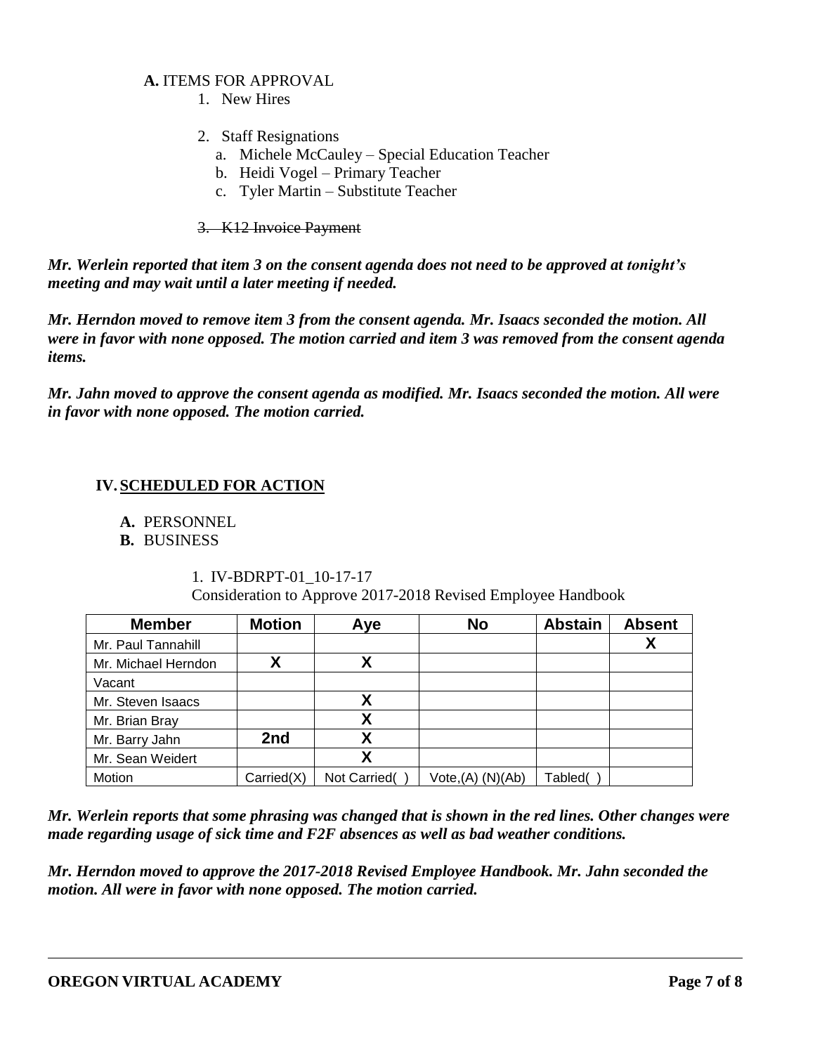**A.** ITEMS FOR APPROVAL

1. New Hires

2. Staff Resignations
   a. Michele McCauley – Special Education Teacher
   b. Heidi Vogel – Primary Teacher
   c. Tyler Martin – Substitute Teacher

3. ~~K12 Invoice Payment~~

***Mr. Werlein reported that item 3 on the consent agenda does not need to be approved at tonight's meeting and may wait until a later meeting if needed.***

***Mr. Herndon moved to remove item 3 from the consent agenda. Mr. Isaacs seconded the motion. All were in favor with none opposed. The motion carried and item 3 was removed from the consent agenda items.***

***Mr. Jahn moved to approve the consent agenda as modified. Mr. Isaacs seconded the motion. All were in favor with none opposed. The motion carried.***

## IV. SCHEDULED FOR ACTION

**A.** PERSONNEL

**B.** BUSINESS

1. IV-BDRPT-01_10-17-17
   Consideration to Approve 2017-2018 Revised Employee Handbook

| Member | Motion | Aye | No | Abstain | Absent |
|---|---|---|---|---|---|
| Mr. Paul Tannahill | | | | | X |
| Mr. Michael Herndon | X | X | | | |
| Vacant | | | | | |
| Mr. Steven Isaacs | | X | | | |
| Mr. Brian Bray | | X | | | |
| Mr. Barry Jahn | 2nd | X | | | |
| Mr. Sean Weidert | | X | | | |
| Motion | Carried(X) | Not Carried( ) | Vote,(A) (N)(Ab) | Tabled( ) | |

***Mr. Werlein reports that some phrasing was changed that is shown in the red lines. Other changes were made regarding usage of sick time and F2F absences as well as bad weather conditions.***

***Mr. Herndon moved to approve the 2017-2018 Revised Employee Handbook. Mr. Jahn seconded the motion. All were in favor with none opposed. The motion carried.***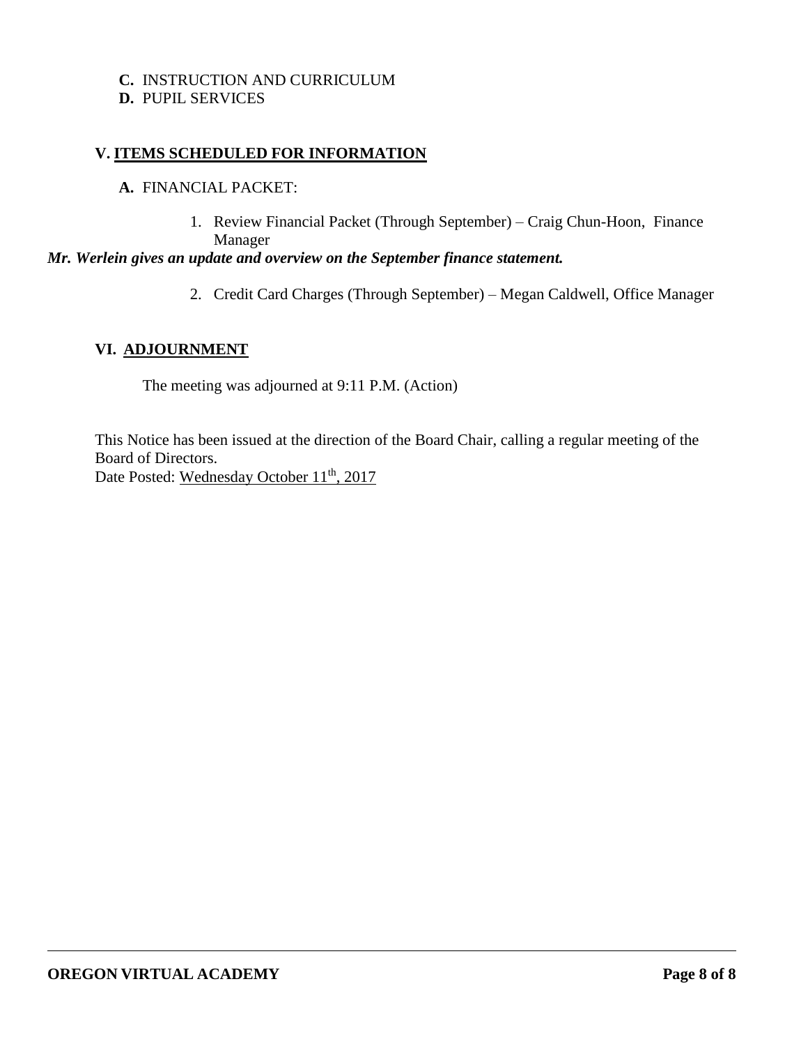**C.** INSTRUCTION AND CURRICULUM

**D.** PUPIL SERVICES

## V. ITEMS SCHEDULED FOR INFORMATION

**A.** FINANCIAL PACKET:

1. Review Financial Packet (Through September) – Craig Chun-Hoon, Finance Manager

***Mr. Werlein gives an update and overview on the September finance statement.***

2. Credit Card Charges (Through September) – Megan Caldwell, Office Manager

## VI. ADJOURNMENT

The meeting was adjourned at 9:11 P.M. (Action)

This Notice has been issued at the direction of the Board Chair, calling a regular meeting of the Board of Directors.
Date Posted: Wednesday October 11th, 2017